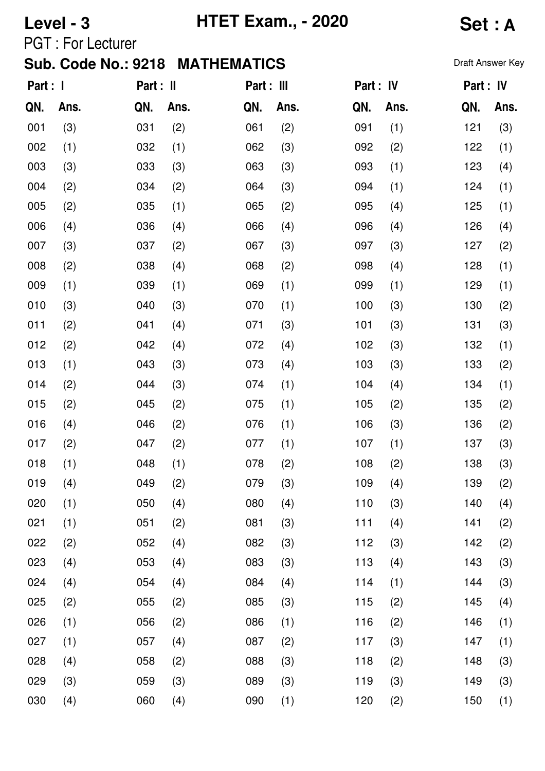**Level - 3** **HTET Exam., - 2020** **Set : A**

PGT : For Lecturer

**Sub. Code No.: 9218 MATHEMATICS**

Draft Answer Key

| **Part : I** | | **Part : II** | | **Part : III** | | **Part : IV** | | **Part : IV** | |
|---|---|---|---|---|---|---|---|---|---|
| **QN.** | **Ans.** | **QN.** | **Ans.** | **QN.** | **Ans.** | **QN.** | **Ans.** | **QN.** | **Ans.** |
| 001 | (3) | 031 | (2) | 061 | (2) | 091 | (1) | 121 | (3) |
| 002 | (1) | 032 | (1) | 062 | (3) | 092 | (2) | 122 | (1) |
| 003 | (3) | 033 | (3) | 063 | (3) | 093 | (1) | 123 | (4) |
| 004 | (2) | 034 | (2) | 064 | (3) | 094 | (1) | 124 | (1) |
| 005 | (2) | 035 | (1) | 065 | (2) | 095 | (4) | 125 | (1) |
| 006 | (4) | 036 | (4) | 066 | (4) | 096 | (4) | 126 | (4) |
| 007 | (3) | 037 | (2) | 067 | (3) | 097 | (3) | 127 | (2) |
| 008 | (2) | 038 | (4) | 068 | (2) | 098 | (4) | 128 | (1) |
| 009 | (1) | 039 | (1) | 069 | (1) | 099 | (1) | 129 | (1) |
| 010 | (3) | 040 | (3) | 070 | (1) | 100 | (3) | 130 | (2) |
| 011 | (2) | 041 | (4) | 071 | (3) | 101 | (3) | 131 | (3) |
| 012 | (2) | 042 | (4) | 072 | (4) | 102 | (3) | 132 | (1) |
| 013 | (1) | 043 | (3) | 073 | (4) | 103 | (3) | 133 | (2) |
| 014 | (2) | 044 | (3) | 074 | (1) | 104 | (4) | 134 | (1) |
| 015 | (2) | 045 | (2) | 075 | (1) | 105 | (2) | 135 | (2) |
| 016 | (4) | 046 | (2) | 076 | (1) | 106 | (3) | 136 | (2) |
| 017 | (2) | 047 | (2) | 077 | (1) | 107 | (1) | 137 | (3) |
| 018 | (1) | 048 | (1) | 078 | (2) | 108 | (2) | 138 | (3) |
| 019 | (4) | 049 | (2) | 079 | (3) | 109 | (4) | 139 | (2) |
| 020 | (1) | 050 | (4) | 080 | (4) | 110 | (3) | 140 | (4) |
| 021 | (1) | 051 | (2) | 081 | (3) | 111 | (4) | 141 | (2) |
| 022 | (2) | 052 | (4) | 082 | (3) | 112 | (3) | 142 | (2) |
| 023 | (4) | 053 | (4) | 083 | (3) | 113 | (4) | 143 | (3) |
| 024 | (4) | 054 | (4) | 084 | (4) | 114 | (1) | 144 | (3) |
| 025 | (2) | 055 | (2) | 085 | (3) | 115 | (2) | 145 | (4) |
| 026 | (1) | 056 | (2) | 086 | (1) | 116 | (2) | 146 | (1) |
| 027 | (1) | 057 | (4) | 087 | (2) | 117 | (3) | 147 | (1) |
| 028 | (4) | 058 | (2) | 088 | (3) | 118 | (2) | 148 | (3) |
| 029 | (3) | 059 | (3) | 089 | (3) | 119 | (3) | 149 | (3) |
| 030 | (4) | 060 | (4) | 090 | (1) | 120 | (2) | 150 | (1) |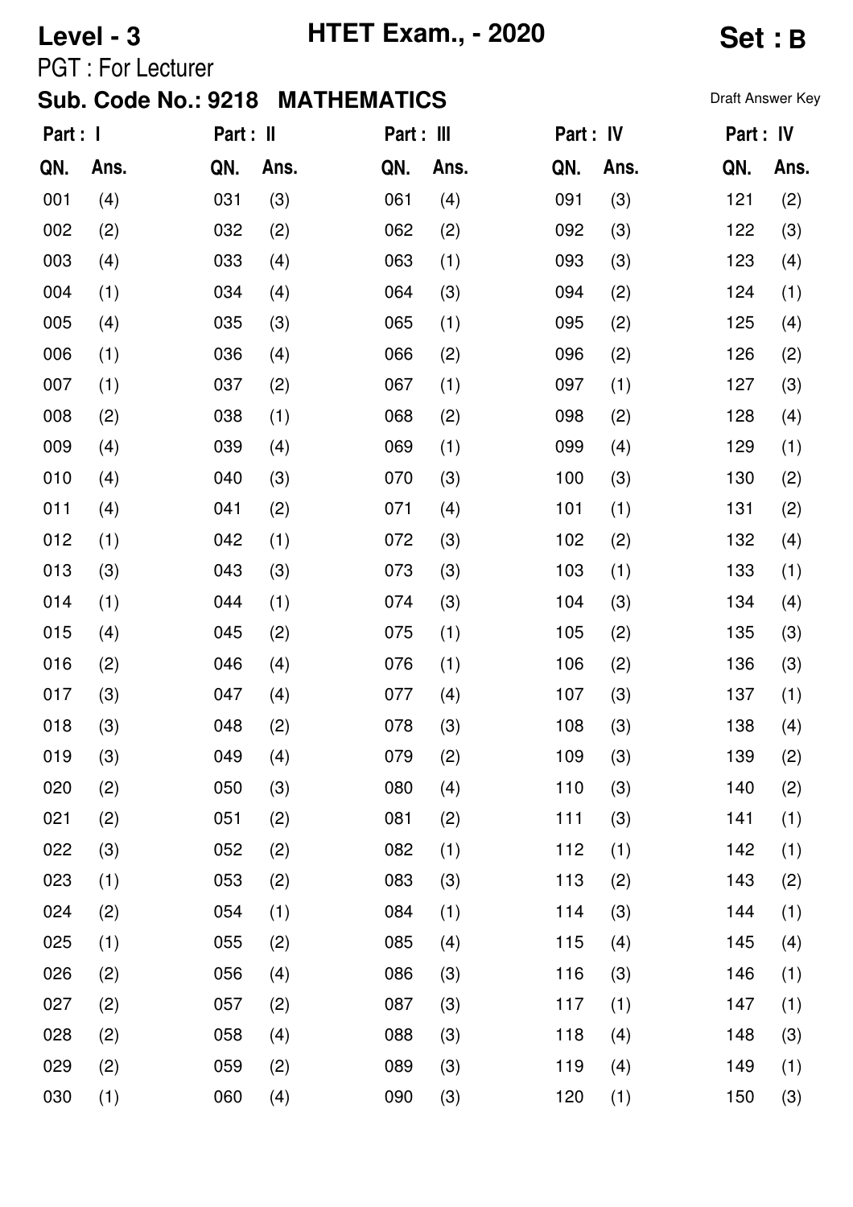**Level - 3** **HTET Exam., - 2020** **Set : B**

PGT : For Lecturer

**Sub. Code No.: 9218 MATHEMATICS**

Draft Answer Key

| Part : I | | Part : II | | Part : III | | Part : IV | | Part : IV | |
|---|---|---|---|---|---|---|---|---|---|
| QN. | Ans. | QN. | Ans. | QN. | Ans. | QN. | Ans. | QN. | Ans. |
| 001 | (4) | 031 | (3) | 061 | (4) | 091 | (3) | 121 | (2) |
| 002 | (2) | 032 | (2) | 062 | (2) | 092 | (3) | 122 | (3) |
| 003 | (4) | 033 | (4) | 063 | (1) | 093 | (3) | 123 | (4) |
| 004 | (1) | 034 | (4) | 064 | (3) | 094 | (2) | 124 | (1) |
| 005 | (4) | 035 | (3) | 065 | (1) | 095 | (2) | 125 | (4) |
| 006 | (1) | 036 | (4) | 066 | (2) | 096 | (2) | 126 | (2) |
| 007 | (1) | 037 | (2) | 067 | (1) | 097 | (1) | 127 | (3) |
| 008 | (2) | 038 | (1) | 068 | (2) | 098 | (2) | 128 | (4) |
| 009 | (4) | 039 | (4) | 069 | (1) | 099 | (4) | 129 | (1) |
| 010 | (4) | 040 | (3) | 070 | (3) | 100 | (3) | 130 | (2) |
| 011 | (4) | 041 | (2) | 071 | (4) | 101 | (1) | 131 | (2) |
| 012 | (1) | 042 | (1) | 072 | (3) | 102 | (2) | 132 | (4) |
| 013 | (3) | 043 | (3) | 073 | (3) | 103 | (1) | 133 | (1) |
| 014 | (1) | 044 | (1) | 074 | (3) | 104 | (3) | 134 | (4) |
| 015 | (4) | 045 | (2) | 075 | (1) | 105 | (2) | 135 | (3) |
| 016 | (2) | 046 | (4) | 076 | (1) | 106 | (2) | 136 | (3) |
| 017 | (3) | 047 | (4) | 077 | (4) | 107 | (3) | 137 | (1) |
| 018 | (3) | 048 | (2) | 078 | (3) | 108 | (3) | 138 | (4) |
| 019 | (3) | 049 | (4) | 079 | (2) | 109 | (3) | 139 | (2) |
| 020 | (2) | 050 | (3) | 080 | (4) | 110 | (3) | 140 | (2) |
| 021 | (2) | 051 | (2) | 081 | (2) | 111 | (3) | 141 | (1) |
| 022 | (3) | 052 | (2) | 082 | (1) | 112 | (1) | 142 | (1) |
| 023 | (1) | 053 | (2) | 083 | (3) | 113 | (2) | 143 | (2) |
| 024 | (2) | 054 | (1) | 084 | (1) | 114 | (3) | 144 | (1) |
| 025 | (1) | 055 | (2) | 085 | (4) | 115 | (4) | 145 | (4) |
| 026 | (2) | 056 | (4) | 086 | (3) | 116 | (3) | 146 | (1) |
| 027 | (2) | 057 | (2) | 087 | (3) | 117 | (1) | 147 | (1) |
| 028 | (2) | 058 | (4) | 088 | (3) | 118 | (4) | 148 | (3) |
| 029 | (2) | 059 | (2) | 089 | (3) | 119 | (4) | 149 | (1) |
| 030 | (1) | 060 | (4) | 090 | (3) | 120 | (1) | 150 | (3) |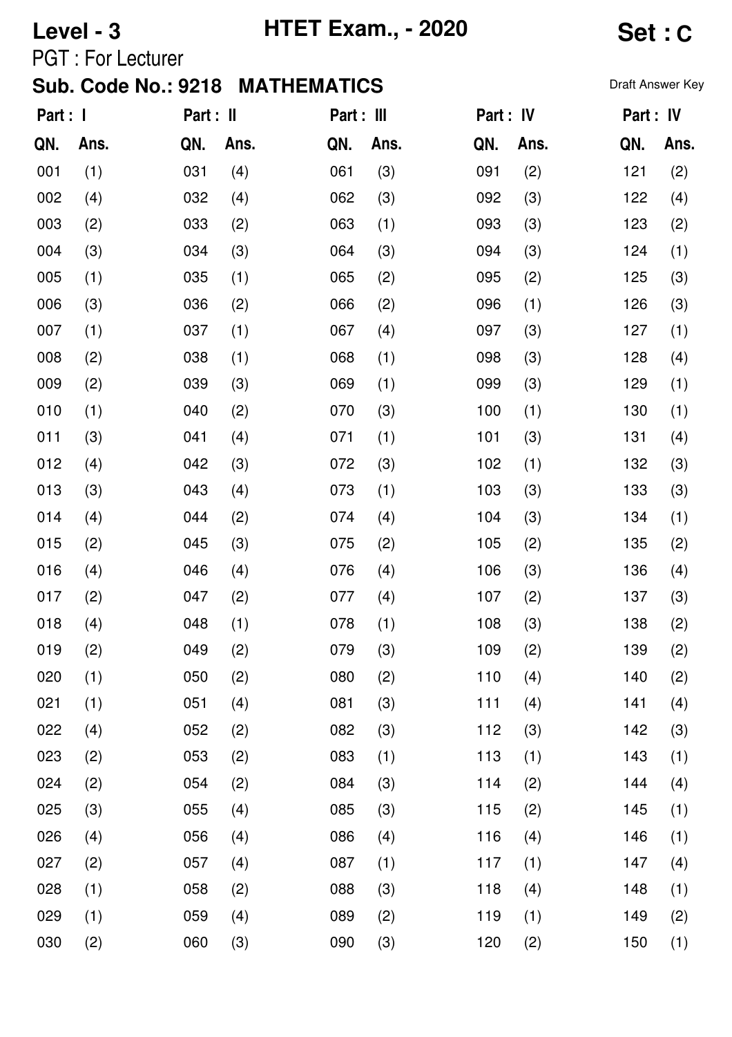**Level - 3** **HTET Exam., - 2020** **Set : C**

PGT : For Lecturer

**Sub. Code No.: 9218 MATHEMATICS**

Draft Answer Key

| Part : I | | Part : II | | Part : III | | Part : IV | | Part : IV | |
|---|---|---|---|---|---|---|---|---|---|
| QN. | Ans. | QN. | Ans. | QN. | Ans. | QN. | Ans. | QN. | Ans. |
| 001 | (1) | 031 | (4) | 061 | (3) | 091 | (2) | 121 | (2) |
| 002 | (4) | 032 | (4) | 062 | (3) | 092 | (3) | 122 | (4) |
| 003 | (2) | 033 | (2) | 063 | (1) | 093 | (3) | 123 | (2) |
| 004 | (3) | 034 | (3) | 064 | (3) | 094 | (3) | 124 | (1) |
| 005 | (1) | 035 | (1) | 065 | (2) | 095 | (2) | 125 | (3) |
| 006 | (3) | 036 | (2) | 066 | (2) | 096 | (1) | 126 | (3) |
| 007 | (1) | 037 | (1) | 067 | (4) | 097 | (3) | 127 | (1) |
| 008 | (2) | 038 | (1) | 068 | (1) | 098 | (3) | 128 | (4) |
| 009 | (2) | 039 | (3) | 069 | (1) | 099 | (3) | 129 | (1) |
| 010 | (1) | 040 | (2) | 070 | (3) | 100 | (1) | 130 | (1) |
| 011 | (3) | 041 | (4) | 071 | (1) | 101 | (3) | 131 | (4) |
| 012 | (4) | 042 | (3) | 072 | (3) | 102 | (1) | 132 | (3) |
| 013 | (3) | 043 | (4) | 073 | (1) | 103 | (3) | 133 | (3) |
| 014 | (4) | 044 | (2) | 074 | (4) | 104 | (3) | 134 | (1) |
| 015 | (2) | 045 | (3) | 075 | (2) | 105 | (2) | 135 | (2) |
| 016 | (4) | 046 | (4) | 076 | (4) | 106 | (3) | 136 | (4) |
| 017 | (2) | 047 | (2) | 077 | (4) | 107 | (2) | 137 | (3) |
| 018 | (4) | 048 | (1) | 078 | (1) | 108 | (3) | 138 | (2) |
| 019 | (2) | 049 | (2) | 079 | (3) | 109 | (2) | 139 | (2) |
| 020 | (1) | 050 | (2) | 080 | (2) | 110 | (4) | 140 | (2) |
| 021 | (1) | 051 | (4) | 081 | (3) | 111 | (4) | 141 | (4) |
| 022 | (4) | 052 | (2) | 082 | (3) | 112 | (3) | 142 | (3) |
| 023 | (2) | 053 | (2) | 083 | (1) | 113 | (1) | 143 | (1) |
| 024 | (2) | 054 | (2) | 084 | (3) | 114 | (2) | 144 | (4) |
| 025 | (3) | 055 | (4) | 085 | (3) | 115 | (2) | 145 | (1) |
| 026 | (4) | 056 | (4) | 086 | (4) | 116 | (4) | 146 | (1) |
| 027 | (2) | 057 | (4) | 087 | (1) | 117 | (1) | 147 | (4) |
| 028 | (1) | 058 | (2) | 088 | (3) | 118 | (4) | 148 | (1) |
| 029 | (1) | 059 | (4) | 089 | (2) | 119 | (1) | 149 | (2) |
| 030 | (2) | 060 | (3) | 090 | (3) | 120 | (2) | 150 | (1) |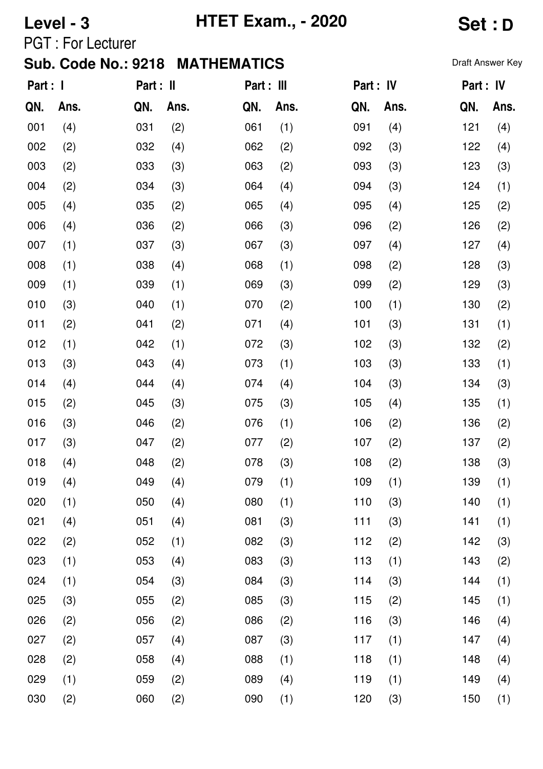**Level - 3** **HTET Exam., - 2020** **Set : D**

PGT : For Lecturer

**Sub. Code No.: 9218 MATHEMATICS**

Draft Answer Key

| Part : I | | Part : II | | Part : III | | Part : IV | | Part : IV | |
|---|---|---|---|---|---|---|---|---|---|
| QN. | Ans. | QN. | Ans. | QN. | Ans. | QN. | Ans. | QN. | Ans. |
| 001 | (4) | 031 | (2) | 061 | (1) | 091 | (4) | 121 | (4) |
| 002 | (2) | 032 | (4) | 062 | (2) | 092 | (3) | 122 | (4) |
| 003 | (2) | 033 | (3) | 063 | (2) | 093 | (3) | 123 | (3) |
| 004 | (2) | 034 | (3) | 064 | (4) | 094 | (3) | 124 | (1) |
| 005 | (4) | 035 | (2) | 065 | (4) | 095 | (4) | 125 | (2) |
| 006 | (4) | 036 | (2) | 066 | (3) | 096 | (2) | 126 | (2) |
| 007 | (1) | 037 | (3) | 067 | (3) | 097 | (4) | 127 | (4) |
| 008 | (1) | 038 | (4) | 068 | (1) | 098 | (2) | 128 | (3) |
| 009 | (1) | 039 | (1) | 069 | (3) | 099 | (2) | 129 | (3) |
| 010 | (3) | 040 | (1) | 070 | (2) | 100 | (1) | 130 | (2) |
| 011 | (2) | 041 | (2) | 071 | (4) | 101 | (3) | 131 | (1) |
| 012 | (1) | 042 | (1) | 072 | (3) | 102 | (3) | 132 | (2) |
| 013 | (3) | 043 | (4) | 073 | (1) | 103 | (3) | 133 | (1) |
| 014 | (4) | 044 | (4) | 074 | (4) | 104 | (3) | 134 | (3) |
| 015 | (2) | 045 | (3) | 075 | (3) | 105 | (4) | 135 | (1) |
| 016 | (3) | 046 | (2) | 076 | (1) | 106 | (2) | 136 | (2) |
| 017 | (3) | 047 | (2) | 077 | (2) | 107 | (2) | 137 | (2) |
| 018 | (4) | 048 | (2) | 078 | (3) | 108 | (2) | 138 | (3) |
| 019 | (4) | 049 | (4) | 079 | (1) | 109 | (1) | 139 | (1) |
| 020 | (1) | 050 | (4) | 080 | (1) | 110 | (3) | 140 | (1) |
| 021 | (4) | 051 | (4) | 081 | (3) | 111 | (3) | 141 | (1) |
| 022 | (2) | 052 | (1) | 082 | (3) | 112 | (2) | 142 | (3) |
| 023 | (1) | 053 | (4) | 083 | (3) | 113 | (1) | 143 | (2) |
| 024 | (1) | 054 | (3) | 084 | (3) | 114 | (3) | 144 | (1) |
| 025 | (3) | 055 | (2) | 085 | (3) | 115 | (2) | 145 | (1) |
| 026 | (2) | 056 | (2) | 086 | (2) | 116 | (3) | 146 | (4) |
| 027 | (2) | 057 | (4) | 087 | (3) | 117 | (1) | 147 | (4) |
| 028 | (2) | 058 | (4) | 088 | (1) | 118 | (1) | 148 | (4) |
| 029 | (1) | 059 | (2) | 089 | (4) | 119 | (1) | 149 | (4) |
| 030 | (2) | 060 | (2) | 090 | (1) | 120 | (3) | 150 | (1) |